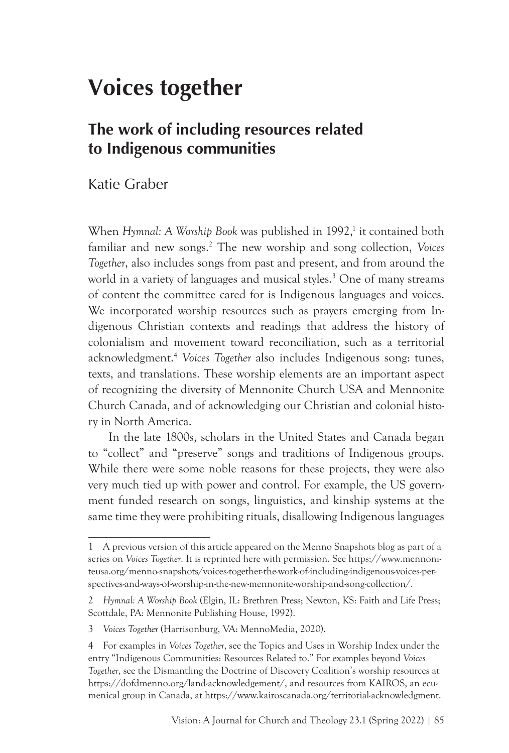# Voices together

## The work of including resources related to Indigenous communities

Katie Graber

When *Hymnal: A Worship Book* was published in 1992,[1] it contained both familiar and new songs.[2] The new worship and song collection, *Voices Together*, also includes songs from past and present, and from around the world in a variety of languages and musical styles.[3] One of many streams of content the committee cared for is Indigenous languages and voices. We incorporated worship resources such as prayers emerging from Indigenous Christian contexts and readings that address the history of colonialism and movement toward reconciliation, such as a territorial acknowledgment.[4] *Voices Together* also includes Indigenous song: tunes, texts, and translations. These worship elements are an important aspect of recognizing the diversity of Mennonite Church USA and Mennonite Church Canada, and of acknowledging our Christian and colonial history in North America.

In the late 1800s, scholars in the United States and Canada began to "collect" and "preserve" songs and traditions of Indigenous groups. While there were some noble reasons for these projects, they were also very much tied up with power and control. For example, the US government funded research on songs, linguistics, and kinship systems at the same time they were prohibiting rituals, disallowing Indigenous languages

---

1 A previous version of this article appeared on the Menno Snapshots blog as part of a series on *Voices Together*. It is reprinted here with permission. See https://www.mennoniteusa.org/menno-snapshots/voices-together-the-work-of-including-indigenous-voices-perspectives-and-ways-of-worship-in-the-new-mennonite-worship-and-song-collection/.

2 *Hymnal: A Worship Book* (Elgin, IL: Brethren Press; Newton, KS: Faith and Life Press; Scottdale, PA: Mennonite Publishing House, 1992).

3 *Voices Together* (Harrisonburg, VA: MennoMedia, 2020).

4 For examples in *Voices Together*, see the Topics and Uses in Worship Index under the entry "Indigenous Communities: Resources Related to." For examples beyond *Voices Together*, see the Dismantling the Doctrine of Discovery Coalition's worship resources at https://dofdmenno.org/land-acknowledgement/, and resources from KAIROS, an ecumenical group in Canada, at https://www.kairoscanada.org/territorial-acknowledgment.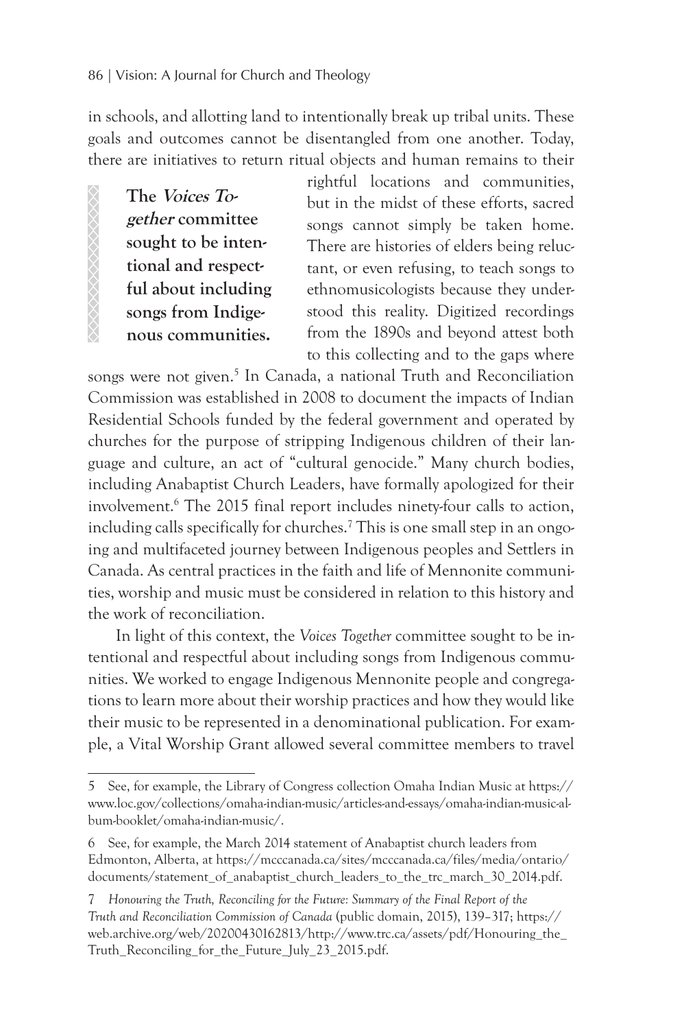in schools, and allotting land to intentionally break up tribal units. These goals and outcomes cannot be disentangled from one another. Today, there are initiatives to return ritual objects and human remains to their rightful locations and communities, but in the midst of these efforts, sacred songs cannot simply be taken home. There are histories of elders being reluctant, or even refusing, to teach songs to ethnomusicologists because they understood this reality. Digitized recordings from the 1890s and beyond attest both to this collecting and to the gaps where songs were not given.[5] In Canada, a national Truth and Reconciliation Commission was established in 2008 to document the impacts of Indian Residential Schools funded by the federal government and operated by churches for the purpose of stripping Indigenous children of their language and culture, an act of "cultural genocide." Many church bodies, including Anabaptist Church Leaders, have formally apologized for their involvement.[6] The 2015 final report includes ninety-four calls to action, including calls specifically for churches.[7] This is one small step in an ongoing and multifaceted journey between Indigenous peoples and Settlers in Canada. As central practices in the faith and life of Mennonite communities, worship and music must be considered in relation to this history and the work of reconciliation.

> **The *Voices Together* committee sought to be intentional and respectful about including songs from Indigenous communities.**

In light of this context, the *Voices Together* committee sought to be intentional and respectful about including songs from Indigenous communities. We worked to engage Indigenous Mennonite people and congregations to learn more about their worship practices and how they would like their music to be represented in a denominational publication. For example, a Vital Worship Grant allowed several committee members to travel

---

5 See, for example, the Library of Congress collection Omaha Indian Music at https://www.loc.gov/collections/omaha-indian-music/articles-and-essays/omaha-indian-music-album-booklet/omaha-indian-music/.

6 See, for example, the March 2014 statement of Anabaptist church leaders from Edmonton, Alberta, at https://mcccanada.ca/sites/mcccanada.ca/files/media/ontario/documents/statement_of_anabaptist_church_leaders_to_the_trc_march_30_2014.pdf.

7 *Honouring the Truth, Reconciling for the Future: Summary of the Final Report of the Truth and Reconciliation Commission of Canada* (public domain, 2015), 139–317; https://web.archive.org/web/20200430162813/http://www.trc.ca/assets/pdf/Honouring_the_Truth_Reconciling_for_the_Future_July_23_2015.pdf.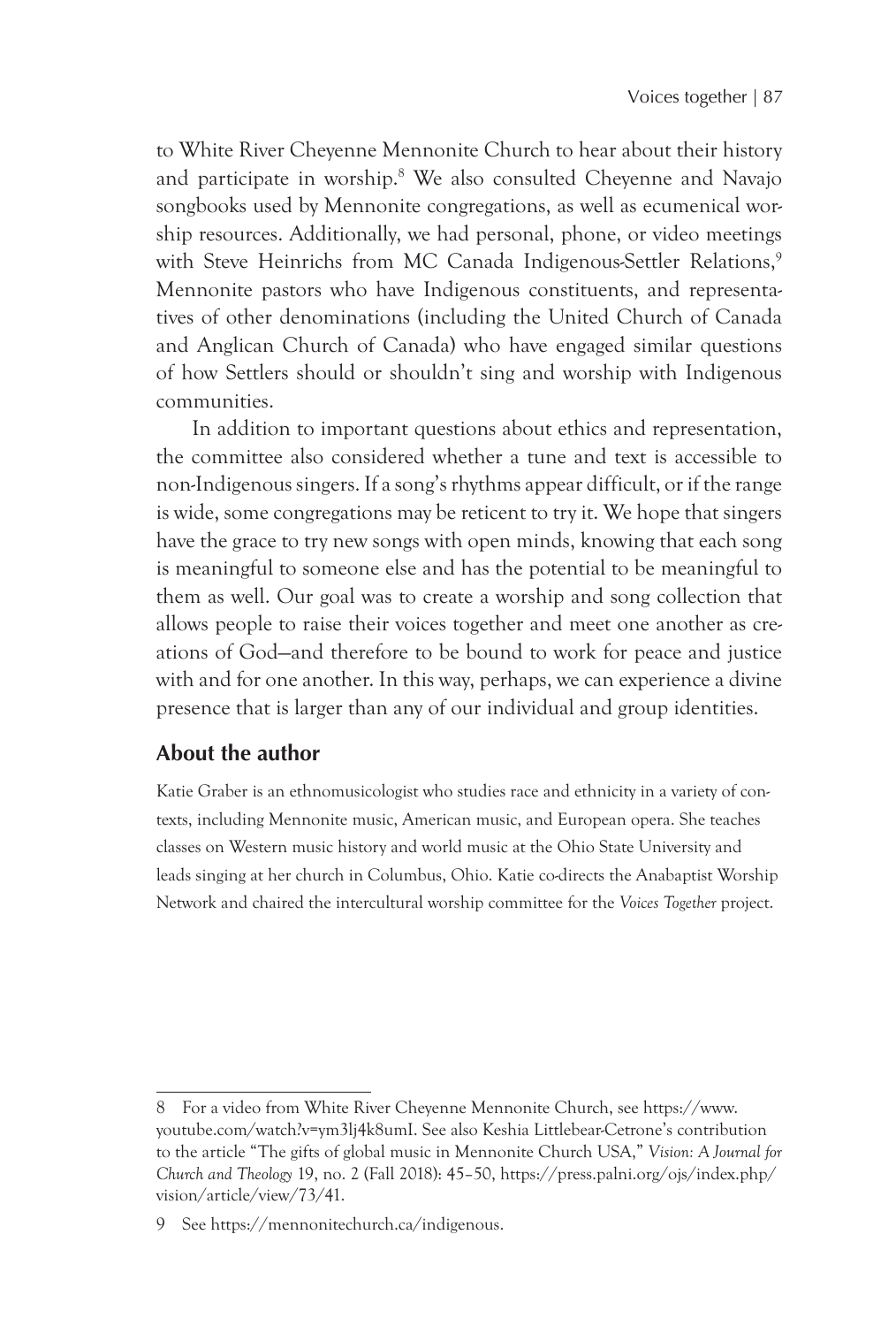to White River Cheyenne Mennonite Church to hear about their history and participate in worship.[8] We also consulted Cheyenne and Navajo songbooks used by Mennonite congregations, as well as ecumenical worship resources. Additionally, we had personal, phone, or video meetings with Steve Heinrichs from MC Canada Indigenous-Settler Relations,[9] Mennonite pastors who have Indigenous constituents, and representatives of other denominations (including the United Church of Canada and Anglican Church of Canada) who have engaged similar questions of how Settlers should or shouldn't sing and worship with Indigenous communities.

In addition to important questions about ethics and representation, the committee also considered whether a tune and text is accessible to non-Indigenous singers. If a song's rhythms appear difficult, or if the range is wide, some congregations may be reticent to try it. We hope that singers have the grace to try new songs with open minds, knowing that each song is meaningful to someone else and has the potential to be meaningful to them as well. Our goal was to create a worship and song collection that allows people to raise their voices together and meet one another as creations of God—and therefore to be bound to work for peace and justice with and for one another. In this way, perhaps, we can experience a divine presence that is larger than any of our individual and group identities.

## About the author

Katie Graber is an ethnomusicologist who studies race and ethnicity in a variety of contexts, including Mennonite music, American music, and European opera. She teaches classes on Western music history and world music at the Ohio State University and leads singing at her church in Columbus, Ohio. Katie co-directs the Anabaptist Worship Network and chaired the intercultural worship committee for the *Voices Together* project.

---

8 For a video from White River Cheyenne Mennonite Church, see https://www.youtube.com/watch?v=ym3lj4k8umI. See also Keshia Littlebear-Cetrone's contribution to the article "The gifts of global music in Mennonite Church USA," *Vision: A Journal for Church and Theology* 19, no. 2 (Fall 2018): 45–50, https://press.palni.org/ojs/index.php/vision/article/view/73/41.

9 See https://mennonitechurch.ca/indigenous.